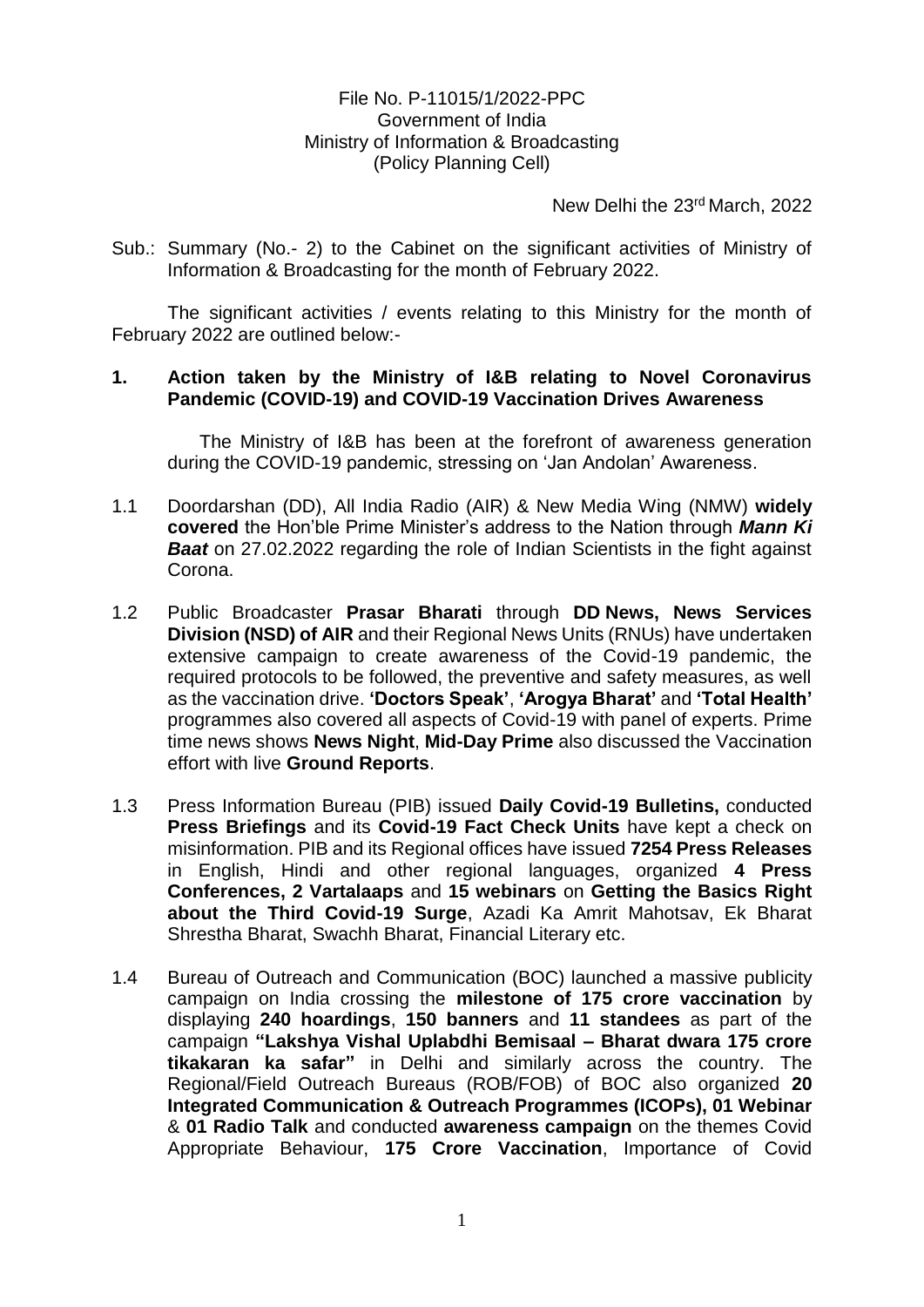File No. P-11015/1/2022-PPC
Government of India
Ministry of Information & Broadcasting
(Policy Planning Cell)

New Delhi the 23rd March, 2022

Sub.: Summary (No.- 2) to the Cabinet on the significant activities of Ministry of Information & Broadcasting for the month of February 2022.

The significant activities / events relating to this Ministry for the month of February 2022 are outlined below:-

## 1. Action taken by the Ministry of I&B relating to Novel Coronavirus Pandemic (COVID-19) and COVID-19 Vaccination Drives Awareness

The Ministry of I&B has been at the forefront of awareness generation during the COVID-19 pandemic, stressing on 'Jan Andolan' Awareness.

1.1 Doordarshan (DD), All India Radio (AIR) & New Media Wing (NMW) **widely covered** the Hon'ble Prime Minister's address to the Nation through ***Mann Ki Baat*** on 27.02.2022 regarding the role of Indian Scientists in the fight against Corona.

1.2 Public Broadcaster **Prasar Bharati** through **DD News, News Services Division (NSD) of AIR** and their Regional News Units (RNUs) have undertaken extensive campaign to create awareness of the Covid-19 pandemic, the required protocols to be followed, the preventive and safety measures, as well as the vaccination drive. **'Doctors Speak'**, **'Arogya Bharat'** and **'Total Health'** programmes also covered all aspects of Covid-19 with panel of experts. Prime time news shows **News Night**, **Mid-Day Prime** also discussed the Vaccination effort with live **Ground Reports**.

1.3 Press Information Bureau (PIB) issued **Daily Covid-19 Bulletins,** conducted **Press Briefings** and its **Covid-19 Fact Check Units** have kept a check on misinformation. PIB and its Regional offices have issued **7254 Press Releases** in English, Hindi and other regional languages, organized **4 Press Conferences, 2 Vartalaaps** and **15 webinars** on **Getting the Basics Right about the Third Covid-19 Surge**, Azadi Ka Amrit Mahotsav, Ek Bharat Shrestha Bharat, Swachh Bharat, Financial Literary etc.

1.4 Bureau of Outreach and Communication (BOC) launched a massive publicity campaign on India crossing the **milestone of 175 crore vaccination** by displaying **240 hoardings**, **150 banners** and **11 standees** as part of the campaign **"Lakshya Vishal Uplabdhi Bemisaal – Bharat dwara 175 crore tikakaran ka safar"** in Delhi and similarly across the country. The Regional/Field Outreach Bureaus (ROB/FOB) of BOC also organized **20 Integrated Communication & Outreach Programmes (ICOPs), 01 Webinar** & **01 Radio Talk** and conducted **awareness campaign** on the themes Covid Appropriate Behaviour, **175 Crore Vaccination**, Importance of Covid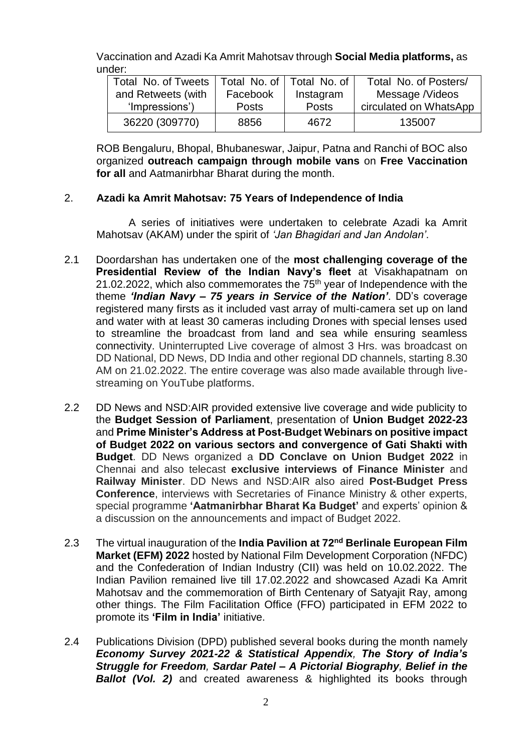Vaccination and Azadi Ka Amrit Mahotsav through **Social Media platforms,** as under:

| Total No. of Tweets and Retweets (with 'Impressions') | Total No. of Facebook Posts | Total No. of Instagram Posts | Total No. of Posters/ Message /Videos circulated on WhatsApp |
|---|---|---|---|
| 36220 (309770) | 8856 | 4672 | 135007 |

ROB Bengaluru, Bhopal, Bhubaneswar, Jaipur, Patna and Ranchi of BOC also organized **outreach campaign through mobile vans** on **Free Vaccination for all** and Aatmanirbhar Bharat during the month.

## 2. Azadi ka Amrit Mahotsav: 75 Years of Independence of India

A series of initiatives were undertaken to celebrate Azadi ka Amrit Mahotsav (AKAM) under the spirit of *'Jan Bhagidari and Jan Andolan'*.

2.1 Doordarshan has undertaken one of the **most challenging coverage of the Presidential Review of the Indian Navy's fleet** at Visakhapatnam on 21.02.2022, which also commemorates the 75th year of Independence with the theme ***'Indian Navy – 75 years in Service of the Nation'***. DD's coverage registered many firsts as it included vast array of multi-camera set up on land and water with at least 30 cameras including Drones with special lenses used to streamline the broadcast from land and sea while ensuring seamless connectivity. Uninterrupted Live coverage of almost 3 Hrs. was broadcast on DD National, DD News, DD India and other regional DD channels, starting 8.30 AM on 21.02.2022. The entire coverage was also made available through live-streaming on YouTube platforms.

2.2 DD News and NSD:AIR provided extensive live coverage and wide publicity to the **Budget Session of Parliament**, presentation of **Union Budget 2022-23** and **Prime Minister's Address at Post-Budget Webinars on positive impact of Budget 2022 on various sectors and convergence of Gati Shakti with Budget**. DD News organized a **DD Conclave on Union Budget 2022** in Chennai and also telecast **exclusive interviews of Finance Minister** and **Railway Minister**. DD News and NSD:AIR also aired **Post-Budget Press Conference**, interviews with Secretaries of Finance Ministry & other experts, special programme **'Aatmanirbhar Bharat Ka Budget'** and experts' opinion & a discussion on the announcements and impact of Budget 2022.

2.3 The virtual inauguration of the **India Pavilion at 72nd Berlinale European Film Market (EFM) 2022** hosted by National Film Development Corporation (NFDC) and the Confederation of Indian Industry (CII) was held on 10.02.2022. The Indian Pavilion remained live till 17.02.2022 and showcased Azadi Ka Amrit Mahotsav and the commemoration of Birth Centenary of Satyajit Ray, among other things. The Film Facilitation Office (FFO) participated in EFM 2022 to promote its **'Film in India'** initiative.

2.4 Publications Division (DPD) published several books during the month namely ***Economy Survey 2021-22 & Statistical Appendix***, ***The Story of India's Struggle for Freedom***, ***Sardar Patel – A Pictorial Biography***, ***Belief in the Ballot (Vol. 2)*** and created awareness & highlighted its books through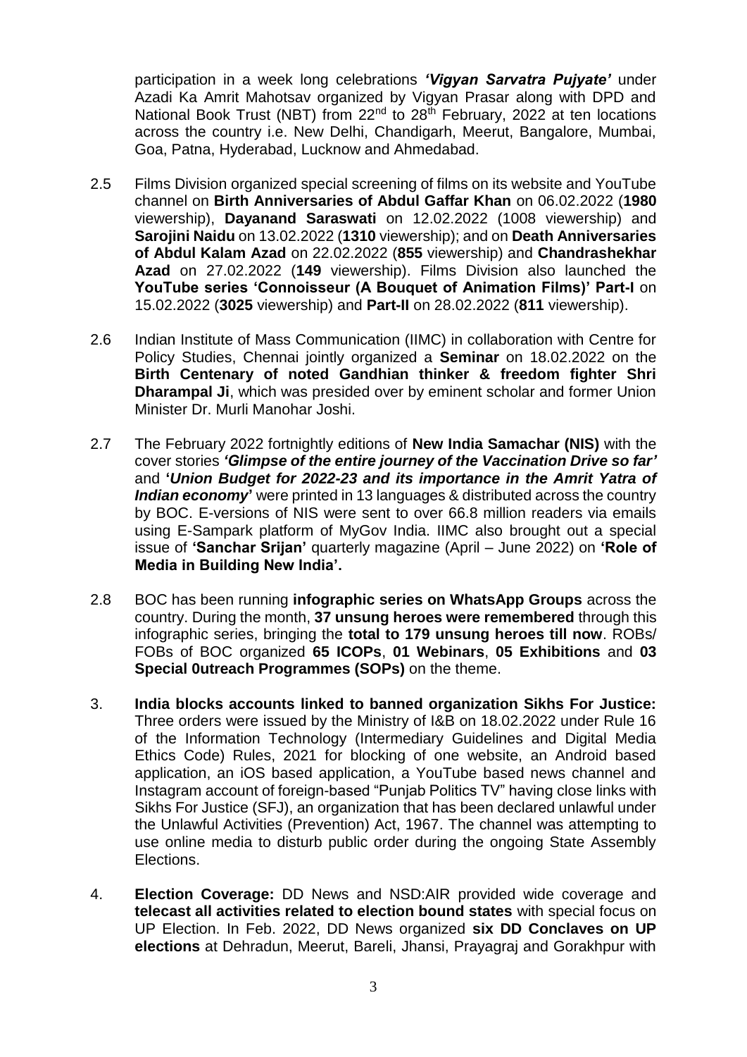participation in a week long celebrations ***'Vigyan Sarvatra Pujyate'*** under Azadi Ka Amrit Mahotsav organized by Vigyan Prasar along with DPD and National Book Trust (NBT) from 22nd to 28th February, 2022 at ten locations across the country i.e. New Delhi, Chandigarh, Meerut, Bangalore, Mumbai, Goa, Patna, Hyderabad, Lucknow and Ahmedabad.

2.5 Films Division organized special screening of films on its website and YouTube channel on **Birth Anniversaries of Abdul Gaffar Khan** on 06.02.2022 (**1980** viewership), **Dayanand Saraswati** on 12.02.2022 (1008 viewership) and **Sarojini Naidu** on 13.02.2022 (**1310** viewership); and on **Death Anniversaries of Abdul Kalam Azad** on 22.02.2022 (**855** viewership) and **Chandrashekhar Azad** on 27.02.2022 (**149** viewership). Films Division also launched the **YouTube series 'Connoisseur (A Bouquet of Animation Films)' Part-I** on 15.02.2022 (**3025** viewership) and **Part-II** on 28.02.2022 (**811** viewership).

2.6 Indian Institute of Mass Communication (IIMC) in collaboration with Centre for Policy Studies, Chennai jointly organized a **Seminar** on 18.02.2022 on the **Birth Centenary of noted Gandhian thinker & freedom fighter Shri Dharampal Ji**, which was presided over by eminent scholar and former Union Minister Dr. Murli Manohar Joshi.

2.7 The February 2022 fortnightly editions of **New India Samachar (NIS)** with the cover stories ***'Glimpse of the entire journey of the Vaccination Drive so far'*** and **'*Union Budget for 2022-23 and its importance in the Amrit Yatra of Indian economy*'** were printed in 13 languages & distributed across the country by BOC. E-versions of NIS were sent to over 66.8 million readers via emails using E-Sampark platform of MyGov India. IIMC also brought out a special issue of **'Sanchar Srijan'** quarterly magazine (April – June 2022) on **'Role of Media in Building New India'.**

2.8 BOC has been running **infographic series on WhatsApp Groups** across the country. During the month, **37 unsung heroes were remembered** through this infographic series, bringing the **total to 179 unsung heroes till now**. ROBs/ FOBs of BOC organized **65 ICOPs**, **01 Webinars**, **05 Exhibitions** and **03 Special 0utreach Programmes (SOPs)** on the theme.

3. **India blocks accounts linked to banned organization Sikhs For Justice:** Three orders were issued by the Ministry of I&B on 18.02.2022 under Rule 16 of the Information Technology (Intermediary Guidelines and Digital Media Ethics Code) Rules, 2021 for blocking of one website, an Android based application, an iOS based application, a YouTube based news channel and Instagram account of foreign-based "Punjab Politics TV" having close links with Sikhs For Justice (SFJ), an organization that has been declared unlawful under the Unlawful Activities (Prevention) Act, 1967. The channel was attempting to use online media to disturb public order during the ongoing State Assembly Elections.

4. **Election Coverage:** DD News and NSD:AIR provided wide coverage and **telecast all activities related to election bound states** with special focus on UP Election. In Feb. 2022, DD News organized **six DD Conclaves on UP elections** at Dehradun, Meerut, Bareli, Jhansi, Prayagraj and Gorakhpur with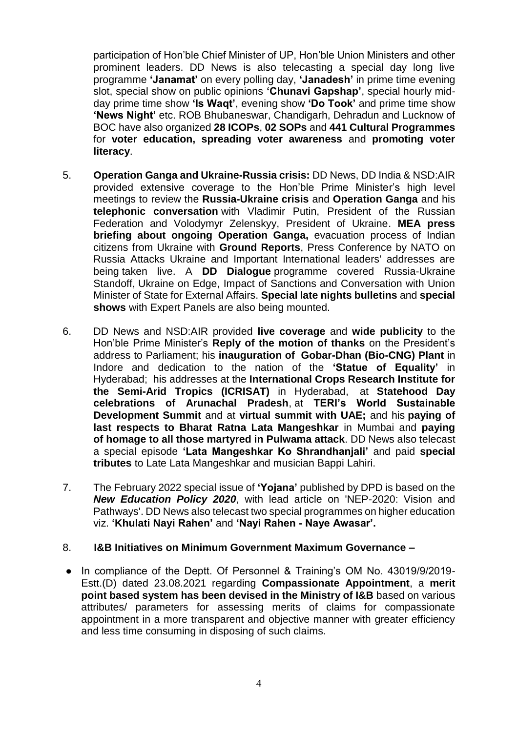participation of Hon'ble Chief Minister of UP, Hon'ble Union Ministers and other prominent leaders. DD News is also telecasting a special day long live programme **'Janamat'** on every polling day, **'Janadesh'** in prime time evening slot, special show on public opinions **'Chunavi Gapshap'**, special hourly mid-day prime time show **'Is Waqt'**, evening show **'Do Took'** and prime time show **'News Night'** etc. ROB Bhubaneswar, Chandigarh, Dehradun and Lucknow of BOC have also organized **28 ICOPs**, **02 SOPs** and **441 Cultural Programmes** for **voter education, spreading voter awareness** and **promoting voter literacy**.

5. **Operation Ganga and Ukraine-Russia crisis:** DD News, DD India & NSD:AIR provided extensive coverage to the Hon'ble Prime Minister's high level meetings to review the **Russia-Ukraine crisis** and **Operation Ganga** and his **telephonic conversation** with Vladimir Putin, President of the Russian Federation and Volodymyr Zelenskyy, President of Ukraine. **MEA press briefing about ongoing Operation Ganga,** evacuation process of Indian citizens from Ukraine with **Ground Reports**, Press Conference by NATO on Russia Attacks Ukraine and Important International leaders' addresses are being taken live. A **DD Dialogue** programme covered Russia-Ukraine Standoff, Ukraine on Edge, Impact of Sanctions and Conversation with Union Minister of State for External Affairs. **Special late nights bulletins** and **special shows** with Expert Panels are also being mounted.

6. DD News and NSD:AIR provided **live coverage** and **wide publicity** to the Hon'ble Prime Minister's **Reply of the motion of thanks** on the President's address to Parliament; his **inauguration of Gobar-Dhan (Bio-CNG) Plant** in Indore and dedication to the nation of the **'Statue of Equality'** in Hyderabad; his addresses at the **International Crops Research Institute for the Semi-Arid Tropics (ICRISAT)** in Hyderabad, at **Statehood Day celebrations of Arunachal Pradesh**, at **TERI's World Sustainable Development Summit** and at **virtual summit with UAE;** and his **paying of last respects to Bharat Ratna Lata Mangeshkar** in Mumbai and **paying of homage to all those martyred in Pulwama attack**. DD News also telecast a special episode **'Lata Mangeshkar Ko Shrandhanjali'** and paid **special tributes** to Late Lata Mangeshkar and musician Bappi Lahiri.

7. The February 2022 special issue of **'Yojana'** published by DPD is based on the ***New Education Policy 2020***, with lead article on 'NEP-2020: Vision and Pathways'. DD News also telecast two special programmes on higher education viz. **'Khulati Nayi Rahen'** and **'Nayi Rahen - Naye Awasar'.**

8. **I&B Initiatives on Minimum Government Maximum Governance –**

- In compliance of the Deptt. Of Personnel & Training's OM No. 43019/9/2019-Estt.(D) dated 23.08.2021 regarding **Compassionate Appointment**, a **merit point based system has been devised in the Ministry of I&B** based on various attributes/ parameters for assessing merits of claims for compassionate appointment in a more transparent and objective manner with greater efficiency and less time consuming in disposing of such claims.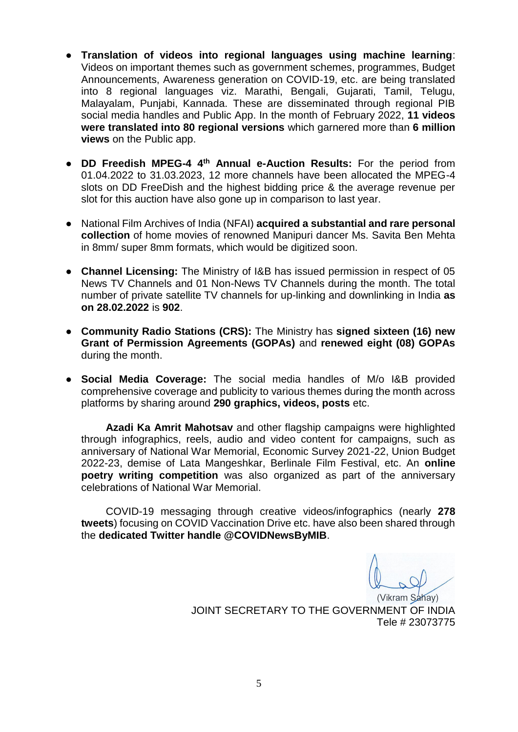- **Translation of videos into regional languages using machine learning**: Videos on important themes such as government schemes, programmes, Budget Announcements, Awareness generation on COVID-19, etc. are being translated into 8 regional languages viz. Marathi, Bengali, Gujarati, Tamil, Telugu, Malayalam, Punjabi, Kannada. These are disseminated through regional PIB social media handles and Public App. In the month of February 2022, **11 videos were translated into 80 regional versions** which garnered more than **6 million views** on the Public app.

- **DD Freedish MPEG-4 4th Annual e-Auction Results:** For the period from 01.04.2022 to 31.03.2023, 12 more channels have been allocated the MPEG-4 slots on DD FreeDish and the highest bidding price & the average revenue per slot for this auction have also gone up in comparison to last year.

- National Film Archives of India (NFAI) **acquired a substantial and rare personal collection** of home movies of renowned Manipuri dancer Ms. Savita Ben Mehta in 8mm/ super 8mm formats, which would be digitized soon.

- **Channel Licensing:** The Ministry of I&B has issued permission in respect of 05 News TV Channels and 01 Non-News TV Channels during the month. The total number of private satellite TV channels for up-linking and downlinking in India **as on 28.02.2022** is **902**.

- **Community Radio Stations (CRS):** The Ministry has **signed sixteen (16) new Grant of Permission Agreements (GOPAs)** and **renewed eight (08) GOPAs** during the month.

- **Social Media Coverage:** The social media handles of M/o I&B provided comprehensive coverage and publicity to various themes during the month across platforms by sharing around **290 graphics, videos, posts** etc.

  **Azadi Ka Amrit Mahotsav** and other flagship campaigns were highlighted through infographics, reels, audio and video content for campaigns, such as anniversary of National War Memorial, Economic Survey 2021-22, Union Budget 2022-23, demise of Lata Mangeshkar, Berlinale Film Festival, etc. An **online poetry writing competition** was also organized as part of the anniversary celebrations of National War Memorial.

  COVID-19 messaging through creative videos/infographics (nearly **278 tweets**) focusing on COVID Vaccination Drive etc. have also been shared through the **dedicated Twitter handle @COVIDNewsByMIB**.

(Vikram Sahay)
JOINT SECRETARY TO THE GOVERNMENT OF INDIA
Tele # 23073775